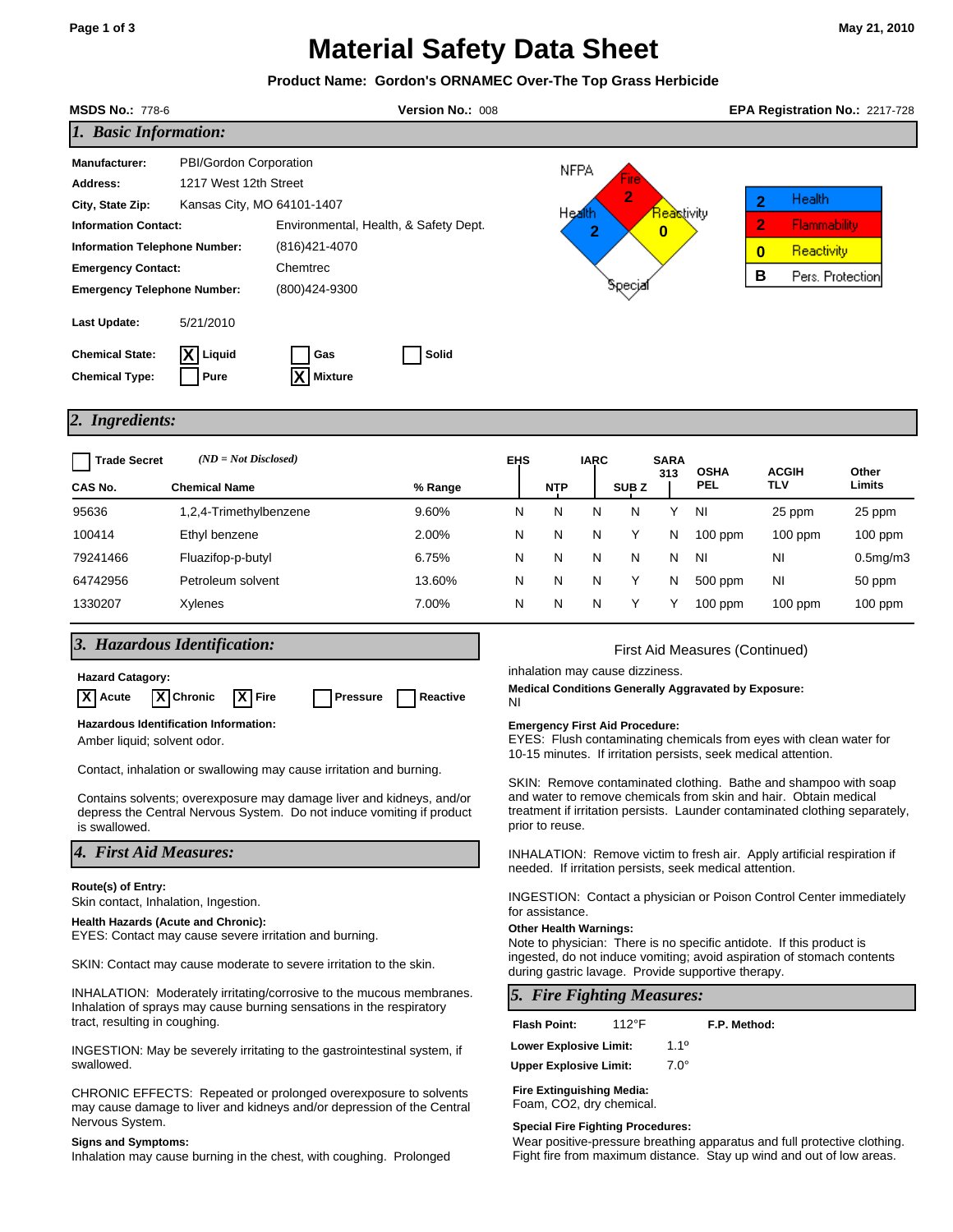May 21, 2010

# Material Safety Data Sheet

**Product Name: Gordon's ORNAMEC Over-The Top Grass Herbicide**

**MSDS No.:** 778-6 **Version No.:** 008 **EPA Registration No.:** 2217-728

## 1. Basic Information:

**Manufacturer:** PBI/Gordon Corporation
**Address:** 1217 West 12th Street
**City, State Zip:** Kansas City, MO 64101-1407
**Information Contact:** Environmental, Health, & Safety Dept.
**Information Telephone Number:** (816)421-4070
**Emergency Contact:** Chemtrec
**Emergency Telephone Number:** (800)424-9300

**Last Update:** 5/21/2010

**Chemical State:** [X] Liquid [ ] Gas [ ] Solid
**Chemical Type:** [ ] Pure [X] Mixture

NFPA: Fire 2, Health 2, Reactivity 0, Special

| | |
|---|---|
| 2 | Health |
| 2 | Flammability |
| 0 | Reactivity |
| B | Pers. Protection |

## 2. Ingredients:

[ ] Trade Secret (ND = Not Disclosed)

| CAS No. | Chemical Name | % Range | EHS | NTP | IARC | SUB Z | SARA 313 | OSHA PEL | ACGIH TLV | Other Limits |
|---|---|---|---|---|---|---|---|---|---|---|
| 95636 | 1,2,4-Trimethylbenzene | 9.60% | N | N | N | N | Y | NI | 25 ppm | 25 ppm |
| 100414 | Ethyl benzene | 2.00% | N | N | N | Y | N | 100 ppm | 100 ppm | 100 ppm |
| 79241466 | Fluazifop-p-butyl | 6.75% | N | N | N | N | N | NI | NI | 0.5mg/m3 |
| 64742956 | Petroleum solvent | 13.60% | N | N | N | Y | N | 500 ppm | NI | 50 ppm |
| 1330207 | Xylenes | 7.00% | N | N | N | Y | Y | 100 ppm | 100 ppm | 100 ppm |

## 3. Hazardous Identification:

**Hazard Catagory:**
[X] Acute [X] Chronic [X] Fire [ ] Pressure [ ] Reactive

**Hazardous Identification Information:**
Amber liquid; solvent odor.

Contact, inhalation or swallowing may cause irritation and burning.

Contains solvents; overexposure may damage liver and kidneys, and/or depress the Central Nervous System. Do not induce vomiting if product is swallowed.

## 4. First Aid Measures:

**Route(s) of Entry:**
Skin contact, Inhalation, Ingestion.

**Health Hazards (Acute and Chronic):**
EYES: Contact may cause severe irritation and burning.

SKIN: Contact may cause moderate to severe irritation to the skin.

INHALATION: Moderately irritating/corrosive to the mucous membranes. Inhalation of sprays may cause burning sensations in the respiratory tract, resulting in coughing.

INGESTION: May be severely irritating to the gastrointestinal system, if swallowed.

CHRONIC EFFECTS: Repeated or prolonged overexposure to solvents may cause damage to liver and kidneys and/or depression of the Central Nervous System.

**Signs and Symptoms:**
Inhalation may cause burning in the chest, with coughing. Prolonged inhalation may cause dizziness.

**Medical Conditions Generally Aggravated by Exposure:**
NI

**Emergency First Aid Procedure:**
EYES: Flush contaminating chemicals from eyes with clean water for 10-15 minutes. If irritation persists, seek medical attention.

SKIN: Remove contaminated clothing. Bathe and shampoo with soap and water to remove chemicals from skin and hair. Obtain medical treatment if irritation persists. Launder contaminated clothing separately, prior to reuse.

INHALATION: Remove victim to fresh air. Apply artificial respiration if needed. If irritation persists, seek medical attention.

INGESTION: Contact a physician or Poison Control Center immediately for assistance.

**Other Health Warnings:**
Note to physician: There is no specific antidote. If this product is ingested, do not induce vomiting; avoid aspiration of stomach contents during gastric lavage. Provide supportive therapy.

## 5. Fire Fighting Measures:

**Flash Point:** 112°F **F.P. Method:**

**Lower Explosive Limit:** 1.1°

**Upper Explosive Limit:** 7.0°

**Fire Extinguishing Media:**
Foam, CO2, dry chemical.

**Special Fire Fighting Procedures:**
Wear positive-pressure breathing apparatus and full protective clothing. Fight fire from maximum distance. Stay up wind and out of low areas.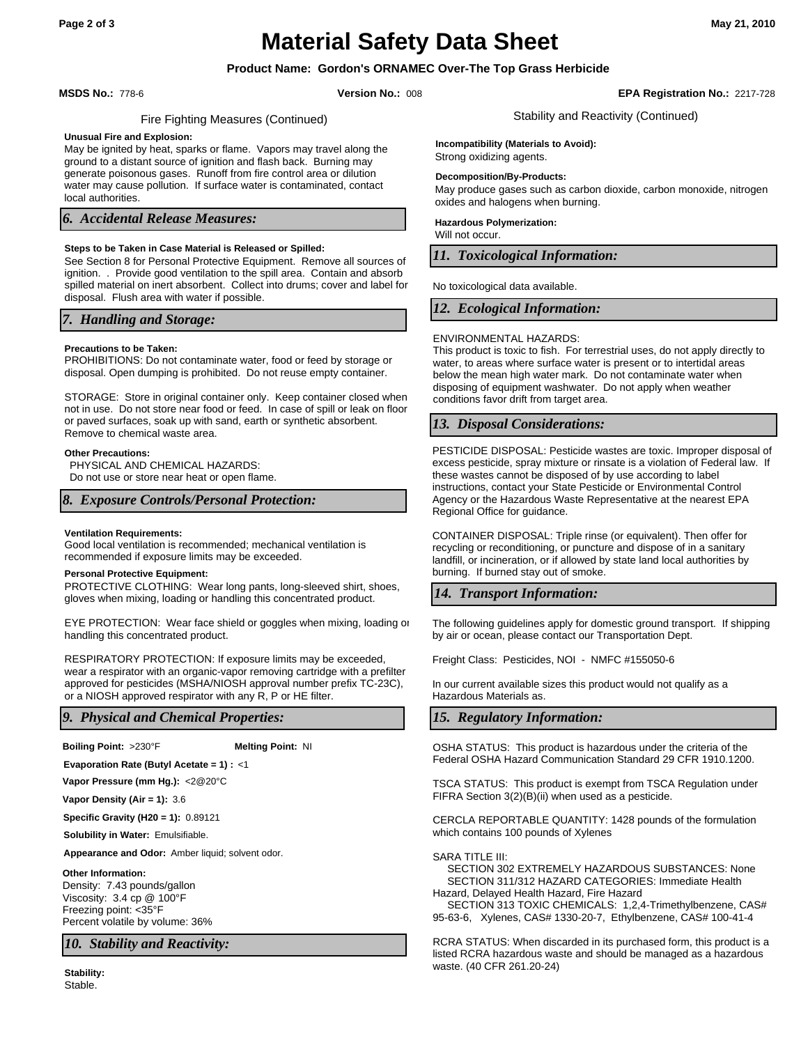# Material Safety Data Sheet

**Product Name: Gordon's ORNAMEC Over-The Top Grass Herbicide**

**MSDS No.:** 778-6 **Version No.:** 008 **EPA Registration No.:** 2217-728

Fire Fighting Measures (Continued)

**Unusual Fire and Explosion:**
May be ignited by heat, sparks or flame. Vapors may travel along the ground to a distant source of ignition and flash back. Burning may generate poisonous gases. Runoff from fire control area or dilution water may cause pollution. If surface water is contaminated, contact local authorities.

## *6. Accidental Release Measures:*

**Steps to be Taken in Case Material is Released or Spilled:**
See Section 8 for Personal Protective Equipment. Remove all sources of ignition. . Provide good ventilation to the spill area. Contain and absorb spilled material on inert absorbent. Collect into drums; cover and label for disposal. Flush area with water if possible.

## *7. Handling and Storage:*

**Precautions to be Taken:**
PROHIBITIONS: Do not contaminate water, food or feed by storage or disposal. Open dumping is prohibited. Do not reuse empty container.

STORAGE: Store in original container only. Keep container closed when not in use. Do not store near food or feed. In case of spill or leak on floor or paved surfaces, soak up with sand, earth or synthetic absorbent. Remove to chemical waste area.

**Other Precautions:**
PHYSICAL AND CHEMICAL HAZARDS:
Do not use or store near heat or open flame.

## *8. Exposure Controls/Personal Protection:*

**Ventilation Requirements:**
Good local ventilation is recommended; mechanical ventilation is recommended if exposure limits may be exceeded.

**Personal Protective Equipment:**
PROTECTIVE CLOTHING: Wear long pants, long-sleeved shirt, shoes, gloves when mixing, loading or handling this concentrated product.

EYE PROTECTION: Wear face shield or goggles when mixing, loading or handling this concentrated product.

RESPIRATORY PROTECTION: If exposure limits may be exceeded, wear a respirator with an organic-vapor removing cartridge with a prefilter approved for pesticides (MSHA/NIOSH approval number prefix TC-23C), or a NIOSH approved respirator with any R, P or HE filter.

## *9. Physical and Chemical Properties:*

**Boiling Point:** >230°F **Melting Point:** NI

**Evaporation Rate (Butyl Acetate = 1) :** <1

**Vapor Pressure (mm Hg.):** <2@20°C

**Vapor Density (Air = 1):** 3.6

**Specific Gravity (H20 = 1):** 0.89121

**Solubility in Water:** Emulsifiable.

**Appearance and Odor:** Amber liquid; solvent odor.

**Other Information:**
Density: 7.43 pounds/gallon
Viscosity: 3.4 cp @ 100°F
Freezing point: <35°F
Percent volatile by volume: 36%

## *10. Stability and Reactivity:*

**Stability:**
Stable.

Stability and Reactivity (Continued)

**Incompatibility (Materials to Avoid):**
Strong oxidizing agents.

**Decomposition/By-Products:**
May produce gases such as carbon dioxide, carbon monoxide, nitrogen oxides and halogens when burning.

**Hazardous Polymerization:**
Will not occur.

## *11. Toxicological Information:*

No toxicological data available.

## *12. Ecological Information:*

ENVIRONMENTAL HAZARDS:
This product is toxic to fish. For terrestrial uses, do not apply directly to water, to areas where surface water is present or to intertidal areas below the mean high water mark. Do not contaminate water when disposing of equipment washwater. Do not apply when weather conditions favor drift from target area.

## *13. Disposal Considerations:*

PESTICIDE DISPOSAL: Pesticide wastes are toxic. Improper disposal of excess pesticide, spray mixture or rinsate is a violation of Federal law. If these wastes cannot be disposed of by use according to label instructions, contact your State Pesticide or Environmental Control Agency or the Hazardous Waste Representative at the nearest EPA Regional Office for guidance.

CONTAINER DISPOSAL: Triple rinse (or equivalent). Then offer for recycling or reconditioning, or puncture and dispose of in a sanitary landfill, or incineration, or if allowed by state land local authorities by burning. If burned stay out of smoke.

## *14. Transport Information:*

The following guidelines apply for domestic ground transport. If shipping by air or ocean, please contact our Transportation Dept.

Freight Class: Pesticides, NOI - NMFC #155050-6

In our current available sizes this product would not qualify as a Hazardous Materials as.

## *15. Regulatory Information:*

OSHA STATUS: This product is hazardous under the criteria of the Federal OSHA Hazard Communication Standard 29 CFR 1910.1200.

TSCA STATUS: This product is exempt from TSCA Regulation under FIFRA Section 3(2)(B)(ii) when used as a pesticide.

CERCLA REPORTABLE QUANTITY: 1428 pounds of the formulation which contains 100 pounds of Xylenes

SARA TITLE III:
SECTION 302 EXTREMELY HAZARDOUS SUBSTANCES: None
SECTION 311/312 HAZARD CATEGORIES: Immediate Health Hazard, Delayed Health Hazard, Fire Hazard
SECTION 313 TOXIC CHEMICALS: 1,2,4-Trimethylbenzene, CAS# 95-63-6, Xylenes, CAS# 1330-20-7, Ethylbenzene, CAS# 100-41-4

RCRA STATUS: When discarded in its purchased form, this product is a listed RCRA hazardous waste and should be managed as a hazardous waste. (40 CFR 261.20-24)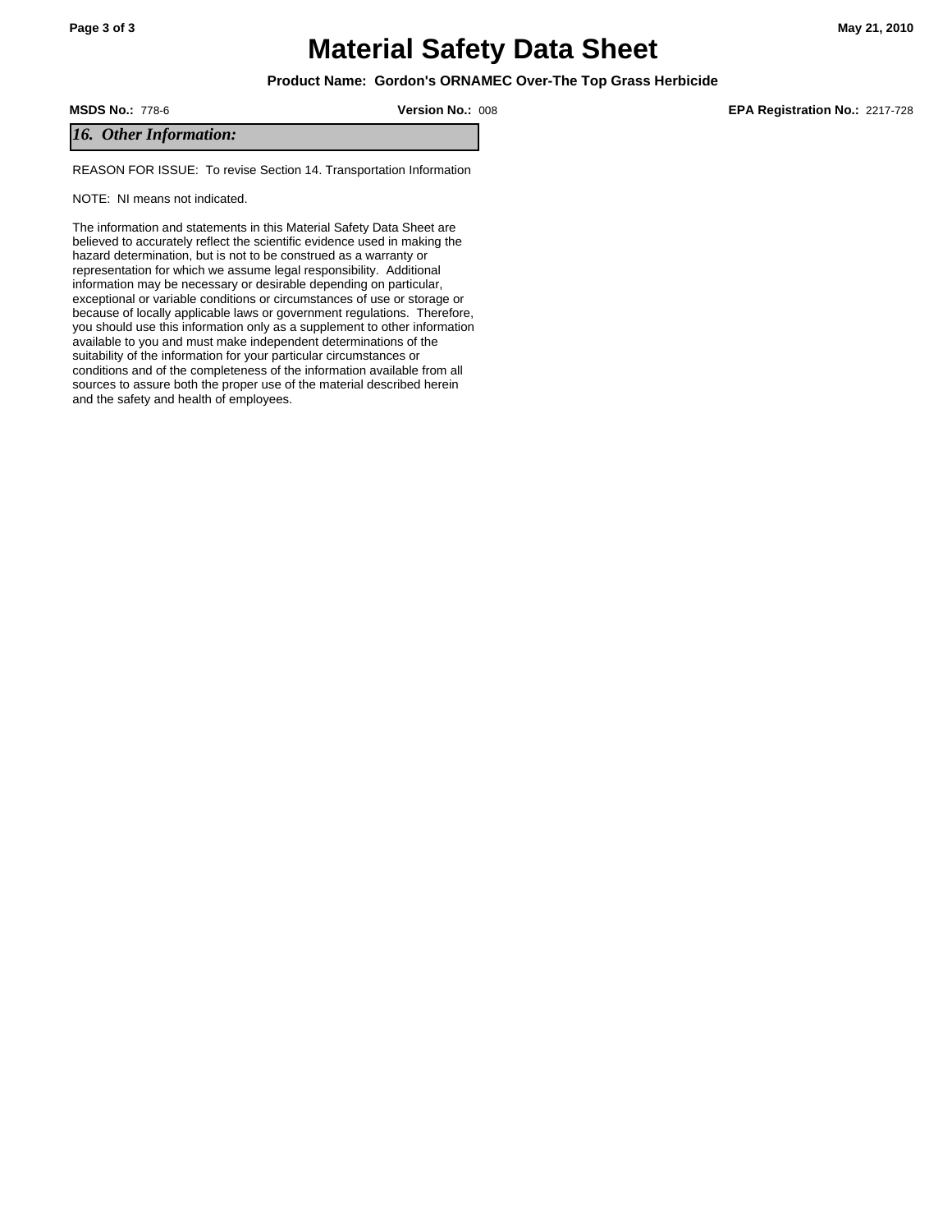# Material Safety Data Sheet

**Product Name: Gordon's ORNAMEC Over-The Top Grass Herbicide**

**MSDS No.:** 778-6 **Version No.:** 008 **EPA Registration No.:** 2217-728

## *16. Other Information:*

REASON FOR ISSUE: To revise Section 14. Transportation Information

NOTE: NI means not indicated.

The information and statements in this Material Safety Data Sheet are believed to accurately reflect the scientific evidence used in making the hazard determination, but is not to be construed as a warranty or representation for which we assume legal responsibility. Additional information may be necessary or desirable depending on particular, exceptional or variable conditions or circumstances of use or storage or because of locally applicable laws or government regulations. Therefore, you should use this information only as a supplement to other information available to you and must make independent determinations of the suitability of the information for your particular circumstances or conditions and of the completeness of the information available from all sources to assure both the proper use of the material described herein and the safety and health of employees.